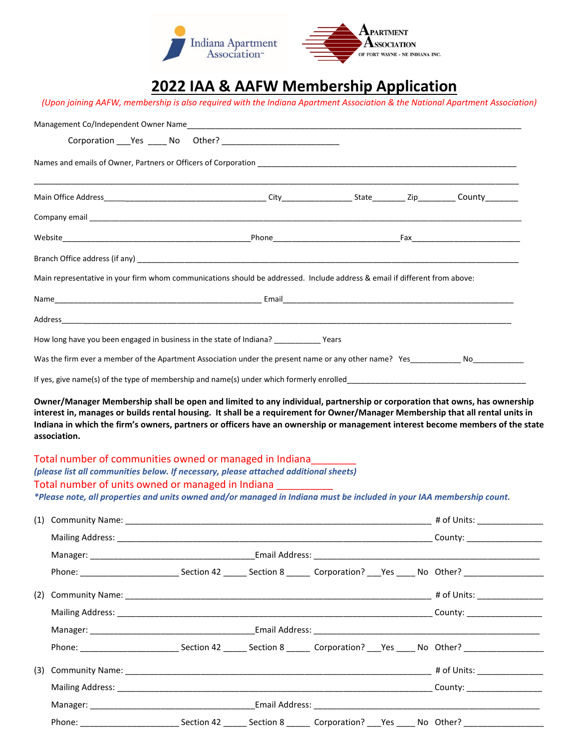Indiana Apartment Association™

Apartment Association of Fort Wayne - NE Indiana Inc.

# 2022 IAA & AAFW Membership Application

*(Upon joining AAFW, membership is also required with the Indiana Apartment Association & the National Apartment Association)*

Management Co/Independent Owner Name\_\_\_\_\_\_\_\_\_\_\_\_\_\_\_\_\_\_\_\_\_\_\_\_\_\_\_\_\_\_\_\_\_\_\_\_\_\_\_\_\_\_\_\_\_\_\_\_\_\_\_\_\_\_\_\_\_\_\_\_\_\_\_\_\_\_\_\_\_\_\_\_

Corporation \_\_\_Yes \_\_\_\_ No Other? \_\_\_\_\_\_\_\_\_\_\_\_\_\_\_\_\_\_\_\_\_\_\_\_

Names and emails of Owner, Partners or Officers of Corporation \_\_\_\_\_\_\_\_\_\_\_\_\_\_\_\_\_\_\_\_\_\_\_\_\_\_\_\_\_\_\_\_\_\_\_\_\_\_\_\_\_\_\_\_\_\_

\_\_\_\_\_\_\_\_\_\_\_\_\_\_\_\_\_\_\_\_\_\_\_\_\_\_\_\_\_\_\_\_\_\_\_\_\_\_\_\_\_\_\_\_\_\_\_\_\_\_\_\_\_\_\_\_\_\_\_\_\_\_\_\_\_\_\_\_\_\_\_\_\_\_\_\_\_\_\_\_\_\_\_\_\_\_\_\_\_\_\_\_\_

Main Office Address\_\_\_\_\_\_\_\_\_\_\_\_\_\_\_\_\_\_\_\_\_\_\_\_\_\_\_\_\_\_\_\_\_\_\_ City\_\_\_\_\_\_\_\_\_\_\_\_\_\_\_\_ State\_\_\_\_\_\_\_ Zip\_\_\_\_\_\_\_\_ County\_\_\_\_\_\_\_

Company email \_\_\_\_\_\_\_\_\_\_\_\_\_\_\_\_\_\_\_\_\_\_\_\_\_\_\_\_\_\_\_\_\_\_\_\_\_\_\_\_\_\_\_\_\_\_\_\_\_\_\_\_\_\_\_\_\_\_\_\_\_\_\_\_\_\_\_\_\_\_\_\_\_\_\_\_\_\_\_\_\_\_\_\_\_\_

Website\_\_\_\_\_\_\_\_\_\_\_\_\_\_\_\_\_\_\_\_\_\_\_\_\_\_\_\_\_\_\_\_\_\_\_\_\_\_\_\_Phone\_\_\_\_\_\_\_\_\_\_\_\_\_\_\_\_\_\_\_\_\_\_\_\_\_\_\_\_Fax\_\_\_\_\_\_\_\_\_\_\_\_\_\_\_\_\_\_\_\_\_\_\_\_

Branch Office address (if any) \_\_\_\_\_\_\_\_\_\_\_\_\_\_\_\_\_\_\_\_\_\_\_\_\_\_\_\_\_\_\_\_\_\_\_\_\_\_\_\_\_\_\_\_\_\_\_\_\_\_\_\_\_\_\_\_\_\_\_\_\_\_\_\_\_\_\_\_\_\_\_\_\_\_\_\_\_\_\_

Main representative in your firm whom communications should be addressed. Include address & email if different from above:

Name\_\_\_\_\_\_\_\_\_\_\_\_\_\_\_\_\_\_\_\_\_\_\_\_\_\_\_\_\_\_\_\_\_\_\_\_\_\_\_\_\_\_\_\_\_\_\_\_ Email\_\_\_\_\_\_\_\_\_\_\_\_\_\_\_\_\_\_\_\_\_\_\_\_\_\_\_\_\_\_\_\_\_\_\_\_\_\_\_\_\_\_\_\_\_\_\_\_\_\_\_\_\_\_\_

Address\_\_\_\_\_\_\_\_\_\_\_\_\_\_\_\_\_\_\_\_\_\_\_\_\_\_\_\_\_\_\_\_\_\_\_\_\_\_\_\_\_\_\_\_\_\_\_\_\_\_\_\_\_\_\_\_\_\_\_\_\_\_\_\_\_\_\_\_\_\_\_\_\_\_\_\_\_\_\_\_\_\_\_\_\_\_\_\_\_\_\_\_\_\_\_\_

How long have you been engaged in business in the state of Indiana? \_\_\_\_\_\_\_\_\_\_\_ Years

Was the firm ever a member of the Apartment Association under the present name or any other name? Yes\_\_\_\_\_\_\_\_\_\_\_\_ No\_\_\_\_\_\_\_\_\_\_\_\_

If yes, give name(s) of the type of membership and name(s) under which formerly enrolled\_\_\_\_\_\_\_\_\_\_\_\_\_\_\_\_\_\_\_\_\_\_\_\_\_\_\_\_\_\_\_\_\_\_\_\_\_\_\_\_\_\_\_

**Owner/Manager Membership shall be open and limited to any individual, partnership or corporation that owns, has ownership interest in, manages or builds rental housing. It shall be a requirement for Owner/Manager Membership that all rental units in Indiana in which the firm's owners, partners or officers have an ownership or management interest become members of the state association.**

Total number of communities owned or managed in Indiana\_\_\_\_\_\_\_\_

***(please list all communities below. If necessary, please attached additional sheets)***

Total number of units owned or managed in Indiana \_\_\_\_\_\_\_\_\_\_\_

****Please note, all properties and units owned and/or managed in Indiana must be included in your IAA membership count.***

(1) Community Name: \_\_\_\_\_\_\_\_\_\_\_\_\_\_\_\_\_\_\_\_\_\_\_\_\_\_\_\_\_\_\_\_\_\_\_\_\_\_\_\_\_\_\_\_\_\_\_\_\_\_\_\_\_\_\_\_\_\_\_\_\_ # of Units: \_\_\_\_\_\_\_\_\_\_\_\_\_\_

Mailing Address: \_\_\_\_\_\_\_\_\_\_\_\_\_\_\_\_\_\_\_\_\_\_\_\_\_\_\_\_\_\_\_\_\_\_\_\_\_\_\_\_\_\_\_\_\_\_\_\_\_\_\_\_\_\_\_\_\_\_\_\_\_\_\_\_ County: \_\_\_\_\_\_\_\_\_\_\_\_\_\_\_\_

Manager: \_\_\_\_\_\_\_\_\_\_\_\_\_\_\_\_\_\_\_\_\_\_\_\_\_\_\_\_\_\_\_\_\_\_\_\_Email Address: \_\_\_\_\_\_\_\_\_\_\_\_\_\_\_\_\_\_\_\_\_\_\_\_\_\_\_\_\_\_\_\_\_\_\_\_\_\_\_\_\_\_\_\_\_\_\_\_

Phone: \_\_\_\_\_\_\_\_\_\_\_\_\_\_\_\_\_\_\_\_\_ Section 42 \_\_\_\_\_ Section 8 \_\_\_\_\_ Corporation? \_\_\_Yes \_\_\_\_ No Other? \_\_\_\_\_\_\_\_\_\_\_\_\_\_\_\_\_

(2) Community Name: \_\_\_\_\_\_\_\_\_\_\_\_\_\_\_\_\_\_\_\_\_\_\_\_\_\_\_\_\_\_\_\_\_\_\_\_\_\_\_\_\_\_\_\_\_\_\_\_\_\_\_\_\_\_\_\_\_\_\_\_\_ # of Units: \_\_\_\_\_\_\_\_\_\_\_\_\_\_

Mailing Address: \_\_\_\_\_\_\_\_\_\_\_\_\_\_\_\_\_\_\_\_\_\_\_\_\_\_\_\_\_\_\_\_\_\_\_\_\_\_\_\_\_\_\_\_\_\_\_\_\_\_\_\_\_\_\_\_\_\_\_\_\_\_\_\_ County: \_\_\_\_\_\_\_\_\_\_\_\_\_\_\_\_

Manager: \_\_\_\_\_\_\_\_\_\_\_\_\_\_\_\_\_\_\_\_\_\_\_\_\_\_\_\_\_\_\_\_\_\_\_\_Email Address: \_\_\_\_\_\_\_\_\_\_\_\_\_\_\_\_\_\_\_\_\_\_\_\_\_\_\_\_\_\_\_\_\_\_\_\_\_\_\_\_\_\_\_\_\_\_\_\_

Phone: \_\_\_\_\_\_\_\_\_\_\_\_\_\_\_\_\_\_\_\_\_ Section 42 \_\_\_\_\_ Section 8 \_\_\_\_\_ Corporation? \_\_\_Yes \_\_\_\_ No Other? \_\_\_\_\_\_\_\_\_\_\_\_\_\_\_\_\_

(3) Community Name: \_\_\_\_\_\_\_\_\_\_\_\_\_\_\_\_\_\_\_\_\_\_\_\_\_\_\_\_\_\_\_\_\_\_\_\_\_\_\_\_\_\_\_\_\_\_\_\_\_\_\_\_\_\_\_\_\_\_\_\_\_ # of Units: \_\_\_\_\_\_\_\_\_\_\_\_\_\_

Mailing Address: \_\_\_\_\_\_\_\_\_\_\_\_\_\_\_\_\_\_\_\_\_\_\_\_\_\_\_\_\_\_\_\_\_\_\_\_\_\_\_\_\_\_\_\_\_\_\_\_\_\_\_\_\_\_\_\_\_\_\_\_\_\_\_\_ County: \_\_\_\_\_\_\_\_\_\_\_\_\_\_\_\_

Manager: \_\_\_\_\_\_\_\_\_\_\_\_\_\_\_\_\_\_\_\_\_\_\_\_\_\_\_\_\_\_\_\_\_\_\_\_Email Address: \_\_\_\_\_\_\_\_\_\_\_\_\_\_\_\_\_\_\_\_\_\_\_\_\_\_\_\_\_\_\_\_\_\_\_\_\_\_\_\_\_\_\_\_\_\_\_\_

Phone: \_\_\_\_\_\_\_\_\_\_\_\_\_\_\_\_\_\_\_\_\_ Section 42 \_\_\_\_\_ Section 8 \_\_\_\_\_ Corporation? \_\_\_Yes \_\_\_\_ No Other? \_\_\_\_\_\_\_\_\_\_\_\_\_\_\_\_\_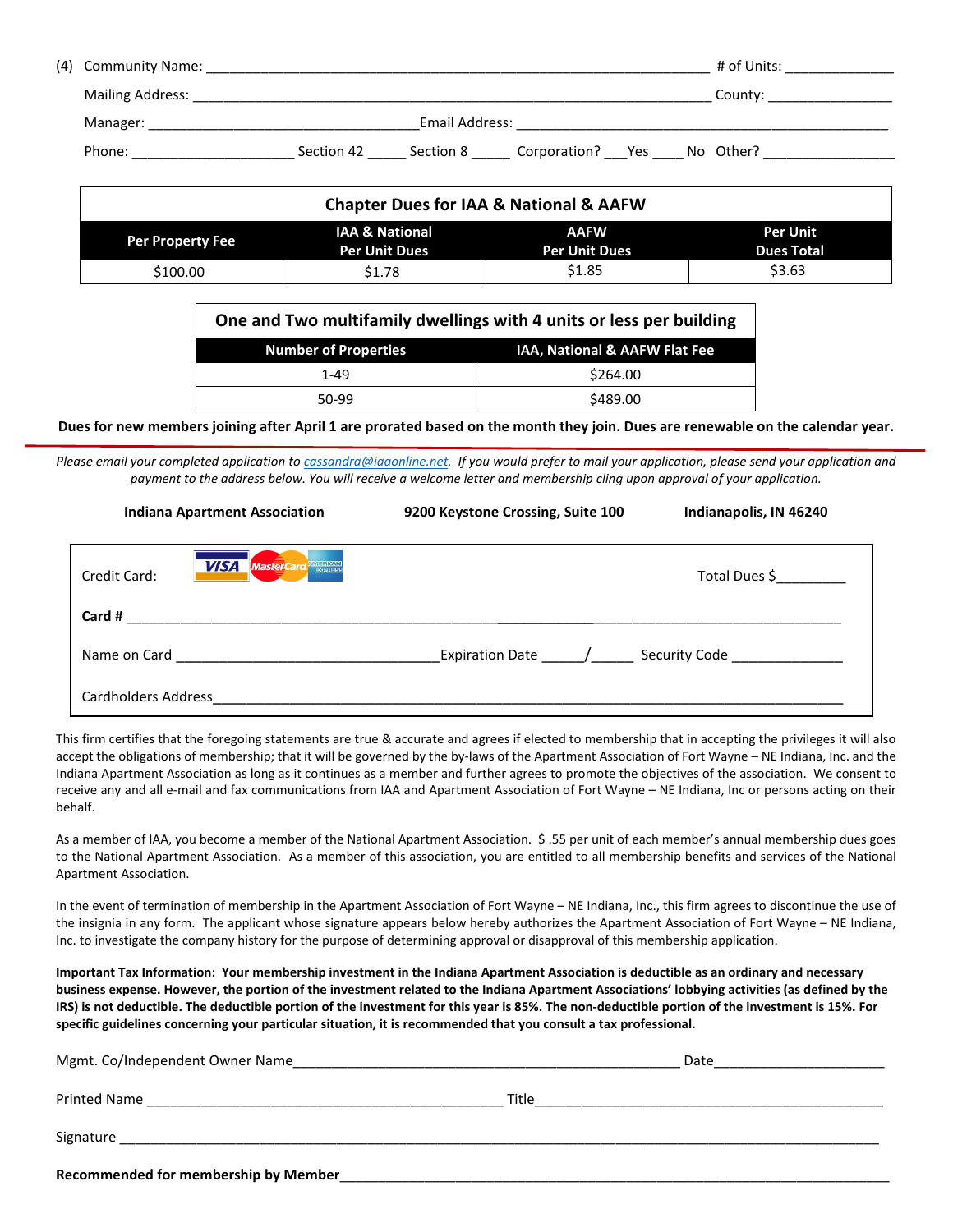(4) Community Name: ____________________________________________________________ # of Units: ______________

Mailing Address: ______________________________________________________________ County: ________________

Manager: ___________________________________Email Address: __________________________________________________

Phone: _____________________ Section 42 _____ Section 8 _____ Corporation? ___Yes ____ No Other? ________________

| Chapter Dues for IAA & National & AAFW | | | |
|---|---|---|---|
| **Per Property Fee** | **IAA & National Per Unit Dues** | **AAFW Per Unit Dues** | **Per Unit Dues Total** |
| $100.00 | $1.78 | $1.85 | $3.63 |

| One and Two multifamily dwellings with 4 units or less per building | |
|---|---|
| **Number of Properties** | **IAA, National & AAFW Flat Fee** |
| 1-49 | $264.00 |
| 50-99 | $489.00 |

**Dues for new members joining after April 1 are prorated based on the month they join. Dues are renewable on the calendar year.**

*Please email your completed application to cassandra@iaaonline.net. If you would prefer to mail your application, please send your application and payment to the address below. You will receive a welcome letter and membership cling upon approval of your application.*

**Indiana Apartment Association** **9200 Keystone Crossing, Suite 100** **Indianapolis, IN 46240**

Credit Card: VISA MasterCard American Express Total Dues $_________

**Card #** ______________________________________________________________________________________

Name on Card __________________________________Expiration Date ______/______ Security Code ______________

Cardholders Address______________________________________________________________________________

This firm certifies that the foregoing statements are true & accurate and agrees if elected to membership that in accepting the privileges it will also accept the obligations of membership; that it will be governed by the by-laws of the Apartment Association of Fort Wayne – NE Indiana, Inc. and the Indiana Apartment Association as long as it continues as a member and further agrees to promote the objectives of the association. We consent to receive any and all e-mail and fax communications from IAA and Apartment Association of Fort Wayne – NE Indiana, Inc or persons acting on their behalf.

As a member of IAA, you become a member of the National Apartment Association. $ .55 per unit of each member's annual membership dues goes to the National Apartment Association. As a member of this association, you are entitled to all membership benefits and services of the National Apartment Association.

In the event of termination of membership in the Apartment Association of Fort Wayne – NE Indiana, Inc., this firm agrees to discontinue the use of the insignia in any form. The applicant whose signature appears below hereby authorizes the Apartment Association of Fort Wayne – NE Indiana, Inc. to investigate the company history for the purpose of determining approval or disapproval of this membership application.

**Important Tax Information: Your membership investment in the Indiana Apartment Association is deductible as an ordinary and necessary business expense. However, the portion of the investment related to the Indiana Apartment Associations' lobbying activities (as defined by the IRS) is not deductible. The deductible portion of the investment for this year is 85%. The non-deductible portion of the investment is 15%. For specific guidelines concerning your particular situation, it is recommended that you consult a tax professional.**

Mgmt. Co/Independent Owner Name__________________________________________________ Date______________________

Printed Name _______________________________________________ Title_____________________________________________

Signature ___________________________________________________________________________________________________

**Recommended for membership by Member**______________________________________________________________________